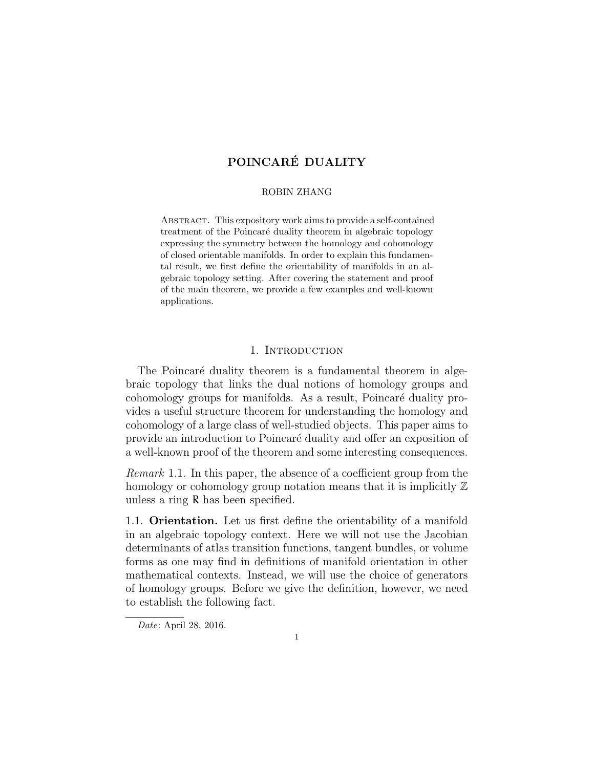# POINCARÉ DUALITY

ROBIN ZHANG

Abstract. This expository work aims to provide a self-contained treatment of the Poincaré duality theorem in algebraic topology expressing the symmetry between the homology and cohomology of closed orientable manifolds. In order to explain this fundamental result, we first define the orientability of manifolds in an algebraic topology setting. After covering the statement and proof of the main theorem, we provide a few examples and well-known applications.

## 1. Introduction

The Poincaré duality theorem is a fundamental theorem in algebraic topology that links the dual notions of homology groups and cohomology groups for manifolds. As a result, Poincaré duality provides a useful structure theorem for understanding the homology and cohomology of a large class of well-studied objects. This paper aims to provide an introduction to Poincaré duality and offer an exposition of a well-known proof of the theorem and some interesting consequences.

*Remark* 1.1. In this paper, the absence of a coefficient group from the homology or cohomology group notation means that it is implicitly $\mathbb{Z}$ unless a ring $\mathsf{R}$ has been specified.

### 1.1. **Orientation.**

Let us first define the orientability of a manifold in an algebraic topology context. Here we will not use the Jacobian determinants of atlas transition functions, tangent bundles, or volume forms as one may find in definitions of manifold orientation in other mathematical contexts. Instead, we will use the choice of generators of homology groups. Before we give the definition, however, we need to establish the following fact.

*Date*: April 28, 2016.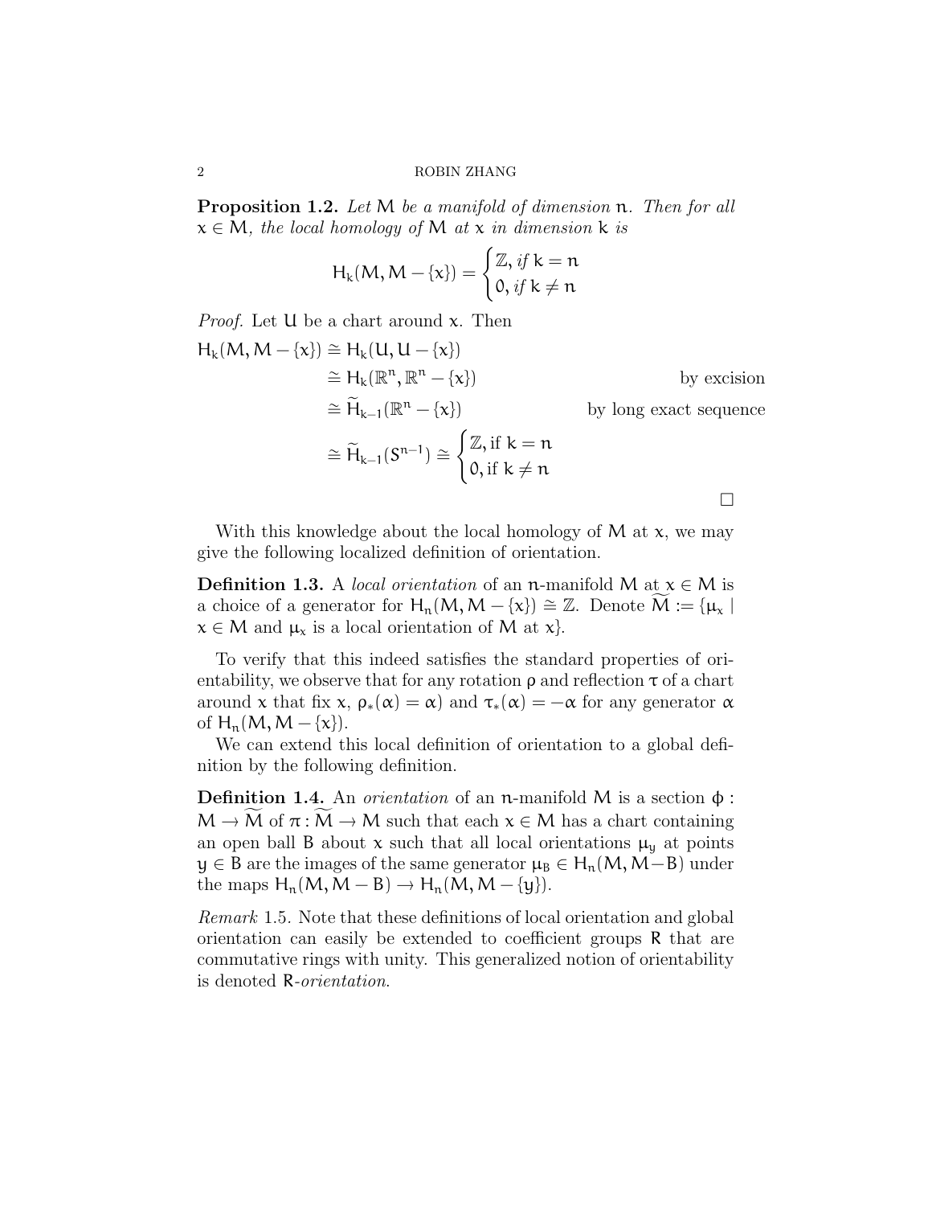**Proposition 1.2.** *Let* $M$ *be a manifold of dimension* $n$*. Then for all* $x \in M$*, the local homology of* $M$ *at* $x$ *in dimension* $k$ *is*

$$H_k(M, M - \{x\}) = \begin{cases} \mathbb{Z}, \text{ if } k = n \\ 0, \text{ if } k \neq n \end{cases}$$

*Proof.* Let $U$ be a chart around $x$. Then

$$\begin{aligned} H_k(M, M - \{x\}) &\cong H_k(U, U - \{x\}) \\ &\cong H_k(\mathbb{R}^n, \mathbb{R}^n - \{x\}) && \text{by excision} \\ &\cong \widetilde{H}_{k-1}(\mathbb{R}^n - \{x\}) && \text{by long exact sequence} \\ &\cong \widetilde{H}_{k-1}(S^{n-1}) \cong \begin{cases} \mathbb{Z}, \text{ if } k = n \\ 0, \text{ if } k \neq n \end{cases} \end{aligned}$$

□

With this knowledge about the local homology of $M$ at $x$, we may give the following localized definition of orientation.

**Definition 1.3.** A *local orientation* of an $n$-manifold $M$ at $x \in M$ is a choice of a generator for $H_n(M, M - \{x\}) \cong \mathbb{Z}$. Denote $\widetilde{M} := \{\mu_x \mid x \in M \text{ and } \mu_x \text{ is a local orientation of } M \text{ at } x\}$.

To verify that this indeed satisfies the standard properties of orientability, we observe that for any rotation $\rho$ and reflection $\tau$ of a chart around $x$ that fix $x$, $\rho_*(\alpha) = \alpha$) and $\tau_*(\alpha) = -\alpha$ for any generator $\alpha$ of $H_n(M, M - \{x\})$.

We can extend this local definition of orientation to a global definition by the following definition.

**Definition 1.4.** An *orientation* of an $n$-manifold $M$ is a section $\phi : M \to \widetilde{M}$ of $\pi : \widetilde{M} \to M$ such that each $x \in M$ has a chart containing an open ball $B$ about $x$ such that all local orientations $\mu_y$ at points $y \in B$ are the images of the same generator $\mu_B \in H_n(M, M - B)$ under the maps $H_n(M, M - B) \to H_n(M, M - \{y\})$.

*Remark* 1.5. Note that these definitions of local orientation and global orientation can easily be extended to coefficient groups $R$ that are commutative rings with unity. This generalized notion of orientability is denoted $R$-*orientation*.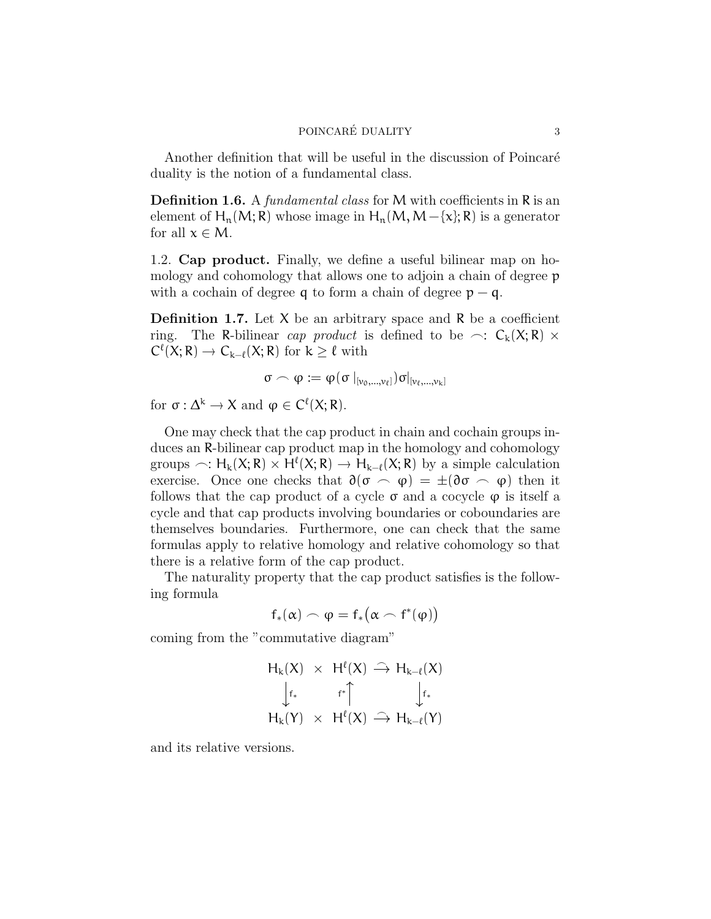Another definition that will be useful in the discussion of Poincaré duality is the notion of a fundamental class.

**Definition 1.6.** A *fundamental class* for $M$ with coefficients in $R$ is an element of $H_n(M; R)$ whose image in $H_n(M, M - \{x\}; R)$ is a generator for all $x \in M$.

1.2. **Cap product.** Finally, we define a useful bilinear map on homology and cohomology that allows one to adjoin a chain of degree $p$ with a cochain of degree $q$ to form a chain of degree $p - q$.

**Definition 1.7.** Let $X$ be an arbitrary space and $R$ be a coefficient ring. The $R$-bilinear *cap product* is defined to be $\frown: C_k(X; R) \times C^\ell(X; R) \to C_{k-\ell}(X; R)$ for $k \geq \ell$ with

$$\sigma \frown \varphi := \varphi(\sigma|_{[v_0,\ldots,v_\ell]})\sigma|_{[v_\ell,\ldots,v_k]}$$

for $\sigma : \Delta^k \to X$ and $\varphi \in C^\ell(X; R)$.

One may check that the cap product in chain and cochain groups induces an $R$-bilinear cap product map in the homology and cohomology groups $\frown: H_k(X; R) \times H^\ell(X; R) \to H_{k-\ell}(X; R)$ by a simple calculation exercise. Once one checks that $\partial(\sigma \frown \varphi) = \pm(\partial\sigma \frown \varphi)$ then it follows that the cap product of a cycle $\sigma$ and a cocycle $\varphi$ is itself a cycle and that cap products involving boundaries or coboundaries are themselves boundaries. Furthermore, one can check that the same formulas apply to relative homology and relative cohomology so that there is a relative form of the cap product.

The naturality property that the cap product satisfies is the following formula

$$f_*(\alpha) \frown \varphi = f_*\big(\alpha \frown f^*(\varphi)\big)$$

coming from the "commutative diagram"

$$\begin{array}{ccccc}
H_k(X) & \times & H^\ell(X) & \xrightarrow{\frown} & H_{k-\ell}(X) \\
\downarrow{\scriptstyle f_*} & & \uparrow{\scriptstyle f^*} & & \downarrow{\scriptstyle f_*} \\
H_k(Y) & \times & H^\ell(X) & \xrightarrow{\frown} & H_{k-\ell}(Y)
\end{array}$$

and its relative versions.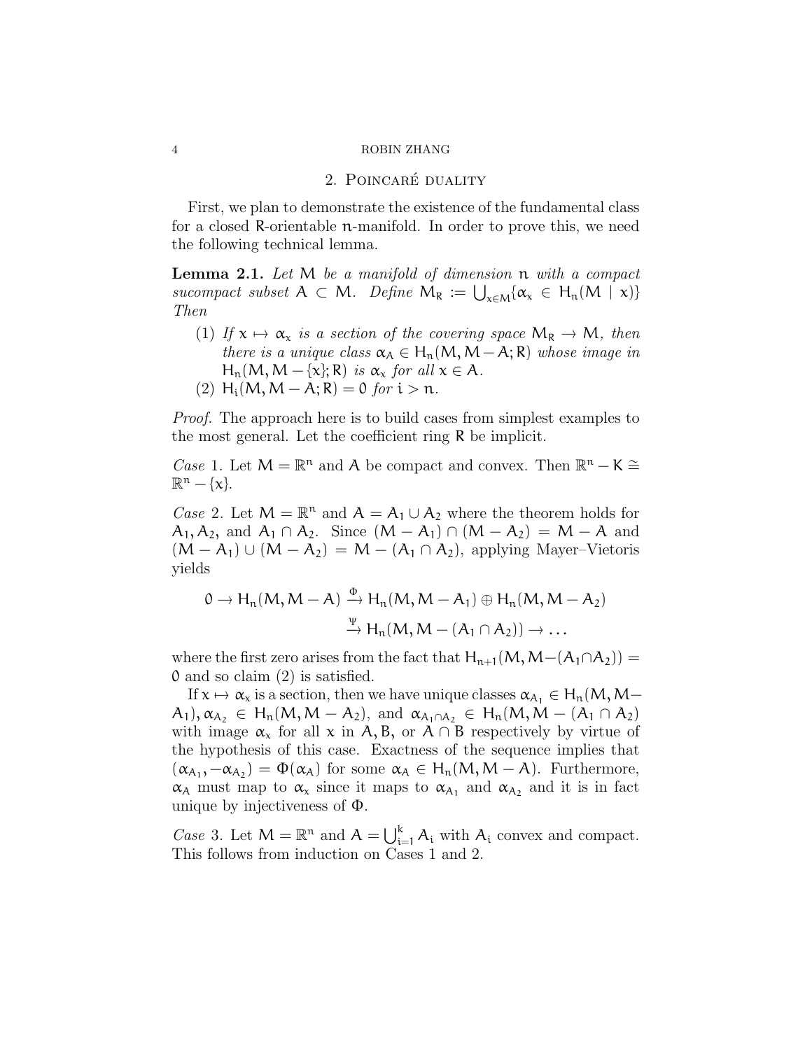## 2. Poincaré duality

First, we plan to demonstrate the existence of the fundamental class for a closed $R$-orientable $n$-manifold. In order to prove this, we need the following technical lemma.

**Lemma 2.1.** *Let* $M$ *be a manifold of dimension* $n$ *with a compact sucompact subset* $A \subset M$. *Define* $M_R := \bigcup_{x \in M} \{\alpha_x \in H_n(M \mid x)\}$ *Then*

1. *If* $x \mapsto \alpha_x$ *is a section of the covering space* $M_R \to M$, *then there is a unique class* $\alpha_A \in H_n(M, M - A; R)$ *whose image in* $H_n(M, M - \{x\}; R)$ *is* $\alpha_x$ *for all* $x \in A$.
2. $H_i(M, M - A; R) = 0$ *for* $i > n$.

*Proof.* The approach here is to build cases from simplest examples to the most general. Let the coefficient ring $R$ be implicit.

*Case* 1. Let $M = \mathbb{R}^n$ and $A$ be compact and convex. Then $\mathbb{R}^n - K \cong \mathbb{R}^n - \{x\}$.

*Case* 2. Let $M = \mathbb{R}^n$ and $A = A_1 \cup A_2$ where the theorem holds for $A_1, A_2$, and $A_1 \cap A_2$. Since $(M - A_1) \cap (M - A_2) = M - A$ and $(M - A_1) \cup (M - A_2) = M - (A_1 \cap A_2)$, applying Mayer–Vietoris yields

$$0 \to H_n(M, M - A) \xrightarrow{\Phi} H_n(M, M - A_1) \oplus H_n(M, M - A_2) \xrightarrow{\Psi} H_n(M, M - (A_1 \cap A_2)) \to \dots$$

where the first zero arises from the fact that $H_{n+1}(M, M - (A_1 \cap A_2)) = 0$ and so claim (2) is satisfied.

If $x \mapsto \alpha_x$ is a section, then we have unique classes $\alpha_{A_1} \in H_n(M, M - A_1)$, $\alpha_{A_2} \in H_n(M, M - A_2)$, and $\alpha_{A_1 \cap A_2} \in H_n(M, M - (A_1 \cap A_2))$ with image $\alpha_x$ for all $x$ in $A, B$, or $A \cap B$ respectively by virtue of the hypothesis of this case. Exactness of the sequence implies that $(\alpha_{A_1}, -\alpha_{A_2}) = \Phi(\alpha_A)$ for some $\alpha_A \in H_n(M, M - A)$. Furthermore, $\alpha_A$ must map to $\alpha_x$ since it maps to $\alpha_{A_1}$ and $\alpha_{A_2}$ and it is in fact unique by injectiveness of $\Phi$.

*Case* 3. Let $M = \mathbb{R}^n$ and $A = \bigcup_{i=1}^{k} A_i$ with $A_i$ convex and compact. This follows from induction on Cases 1 and 2.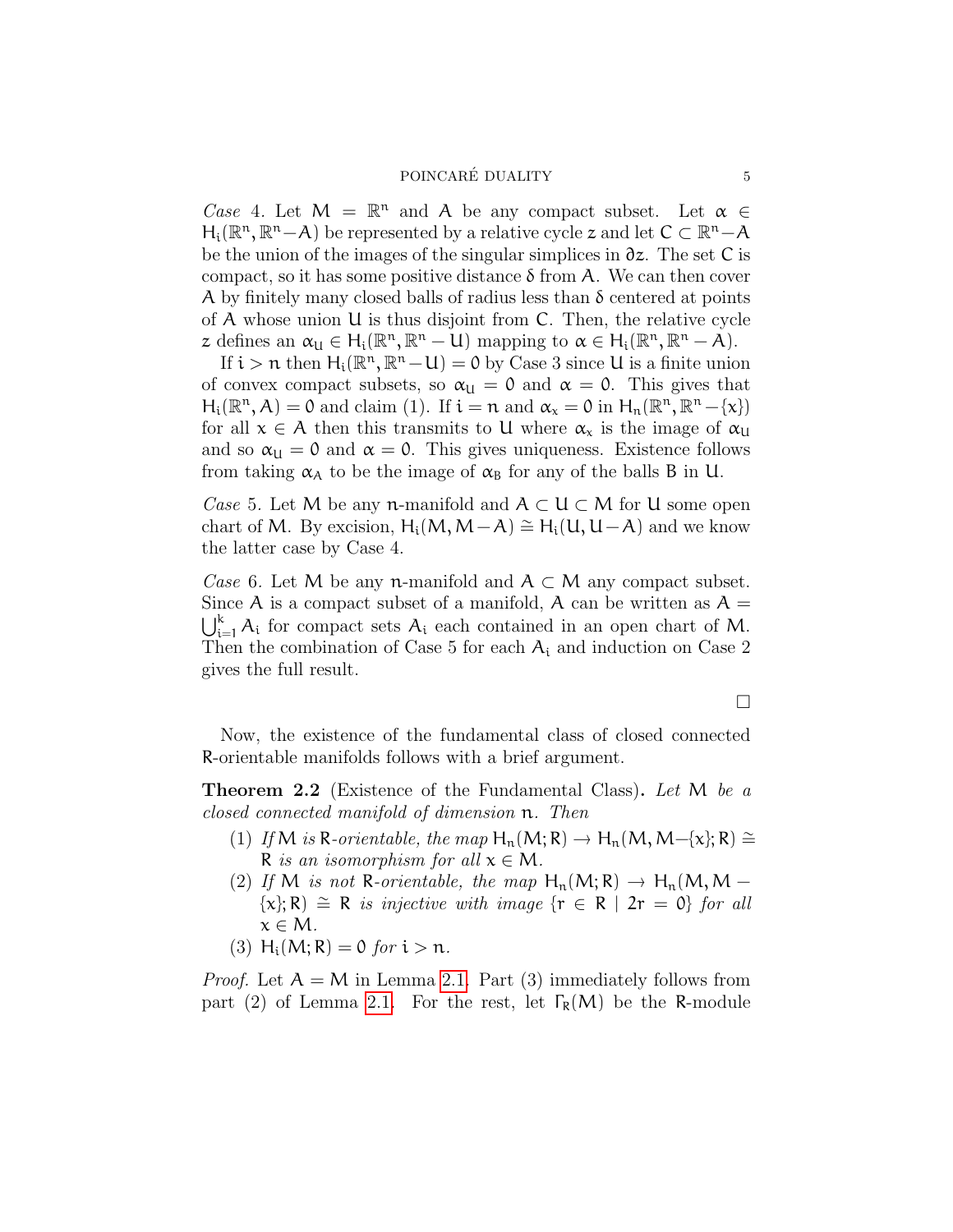*Case* 4. Let $M = \mathbb{R}^n$ and $A$ be any compact subset. Let $\alpha \in H_i(\mathbb{R}^n, \mathbb{R}^n - A)$ be represented by a relative cycle $z$ and let $C \subset \mathbb{R}^n - A$ be the union of the images of the singular simplices in $\partial z$. The set $C$ is compact, so it has some positive distance $\delta$ from $A$. We can then cover $A$ by finitely many closed balls of radius less than $\delta$ centered at points of $A$ whose union $U$ is thus disjoint from $C$. Then, the relative cycle $z$ defines an $\alpha_U \in H_i(\mathbb{R}^n, \mathbb{R}^n - U)$ mapping to $\alpha \in H_i(\mathbb{R}^n, \mathbb{R}^n - A)$.

If $i > n$ then $H_i(\mathbb{R}^n, \mathbb{R}^n - U) = 0$ by Case 3 since $U$ is a finite union of convex compact subsets, so $\alpha_U = 0$ and $\alpha = 0$. This gives that $H_i(\mathbb{R}^n, A) = 0$ and claim (1). If $i = n$ and $\alpha_x = 0$ in $H_n(\mathbb{R}^n, \mathbb{R}^n - \{x\})$ for all $x \in A$ then this transmits to $U$ where $\alpha_x$ is the image of $\alpha_U$ and so $\alpha_U = 0$ and $\alpha = 0$. This gives uniqueness. Existence follows from taking $\alpha_A$ to be the image of $\alpha_B$ for any of the balls $B$ in $U$.

*Case* 5. Let $M$ be any $n$-manifold and $A \subset U \subset M$ for $U$ some open chart of $M$. By excision, $H_i(M, M - A) \cong H_i(U, U - A)$ and we know the latter case by Case 4.

*Case* 6. Let $M$ be any $n$-manifold and $A \subset M$ any compact subset. Since $A$ is a compact subset of a manifold, $A$ can be written as $A = \bigcup_{i=1}^k A_i$ for compact sets $A_i$ each contained in an open chart of $M$. Then the combination of Case 5 for each $A_i$ and induction on Case 2 gives the full result.

□

Now, the existence of the fundamental class of closed connected $R$-orientable manifolds follows with a brief argument.

**Theorem 2.2** (Existence of the Fundamental Class)**.** *Let $M$ be a closed connected manifold of dimension $n$. Then*

1. *If $M$ is $R$-orientable, the map $H_n(M; R) \to H_n(M, M - \{x\}; R) \cong R$ is an isomorphism for all $x \in M$.*
2. *If $M$ is not $R$-orientable, the map $H_n(M; R) \to H_n(M, M - \{x\}; R) \cong R$ is injective with image $\{r \in R \mid 2r = 0\}$ for all $x \in M$.*
3. *$H_i(M; R) = 0$ for $i > n$.*

*Proof.* Let $A = M$ in Lemma 2.1. Part (3) immediately follows from part (2) of Lemma 2.1. For the rest, let $\Gamma_R(M)$ be the $R$-module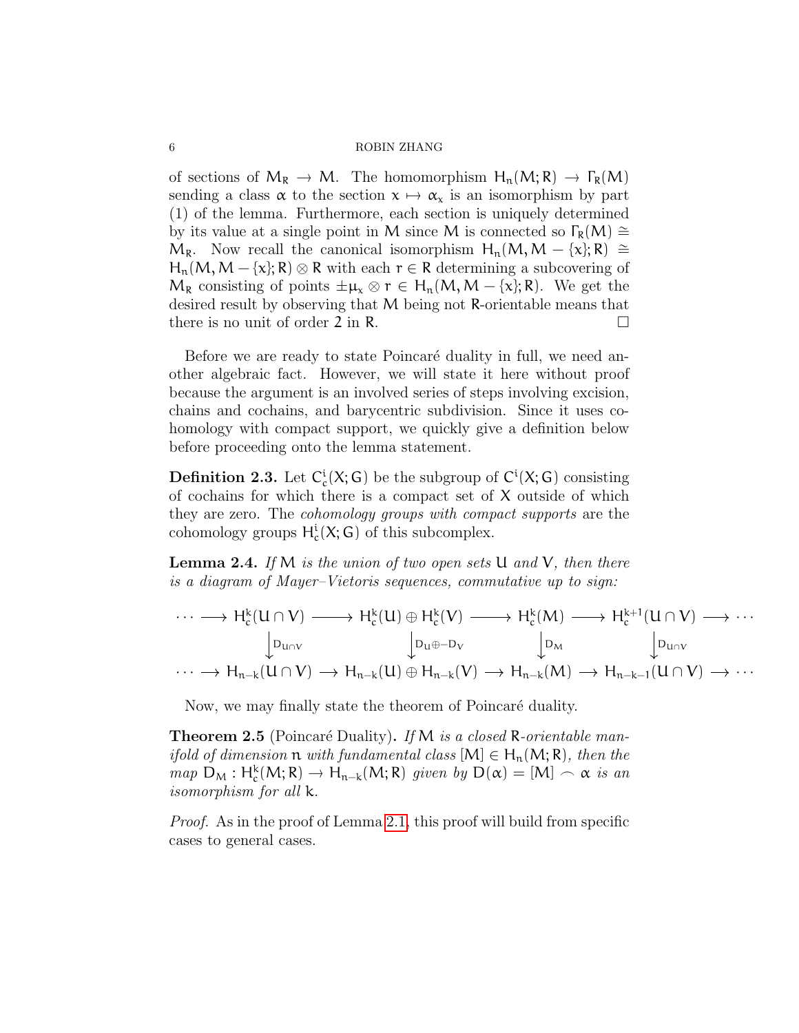of sections of $M_R \to M$. The homomorphism $H_n(M; R) \to \Gamma_R(M)$ sending a class $\alpha$ to the section $x \mapsto \alpha_x$ is an isomorphism by part (1) of the lemma. Furthermore, each section is uniquely determined by its value at a single point in $M$ since $M$ is connected so $\Gamma_R(M) \cong M_R$. Now recall the canonical isomorphism $H_n(M, M - \{x\}; R) \cong H_n(M, M - \{x\}; R) \otimes R$ with each $r \in R$ determining a subcovering of $M_R$ consisting of points $\pm\mu_x \otimes r \in H_n(M, M - \{x\}; R)$. We get the desired result by observing that $M$ being not $R$-orientable means that there is no unit of order 2 in $R$. □

Before we are ready to state Poincaré duality in full, we need another algebraic fact. However, we will state it here without proof because the argument is an involved series of steps involving excision, chains and cochains, and barycentric subdivision. Since it uses cohomology with compact support, we quickly give a definition below before proceeding onto the lemma statement.

**Definition 2.3.** Let $C^i_c(X; G)$ be the subgroup of $C^i(X; G)$ consisting of cochains for which there is a compact set of $X$ outside of which they are zero. The *cohomology groups with compact supports* are the cohomology groups $H^i_c(X; G)$ of this subcomplex.

**Lemma 2.4.** *If $M$ is the union of two open sets $U$ and $V$, then there is a diagram of Mayer–Vietoris sequences, commutative up to sign:*

$$\begin{array}{ccccccccc}
\cdots \longrightarrow & H^k_c(U \cap V) & \longrightarrow & H^k_c(U) \oplus H^k_c(V) & \longrightarrow & H^k_c(M) & \longrightarrow & H^{k+1}_c(U \cap V) & \longrightarrow \cdots \\
& \downarrow D_{U \cap V} & & \downarrow D_U \oplus -D_V & & \downarrow D_M & & \downarrow D_{U \cap V} & \\
\cdots \longrightarrow & H_{n-k}(U \cap V) & \longrightarrow & H_{n-k}(U) \oplus H_{n-k}(V) & \longrightarrow & H_{n-k}(M) & \longrightarrow & H_{n-k-1}(U \cap V) & \longrightarrow \cdots
\end{array}$$

Now, we may finally state the theorem of Poincaré duality.

**Theorem 2.5** (Poincaré Duality)**.** *If $M$ is a closed $R$-orientable manifold of dimension $n$ with fundamental class $[M] \in H_n(M; R)$, then the map $D_M : H^k_c(M; R) \to H_{n-k}(M; R)$ given by $D(\alpha) = [M] \frown \alpha$ is an isomorphism for all $k$.*

*Proof.* As in the proof of Lemma 2.1, this proof will build from specific cases to general cases.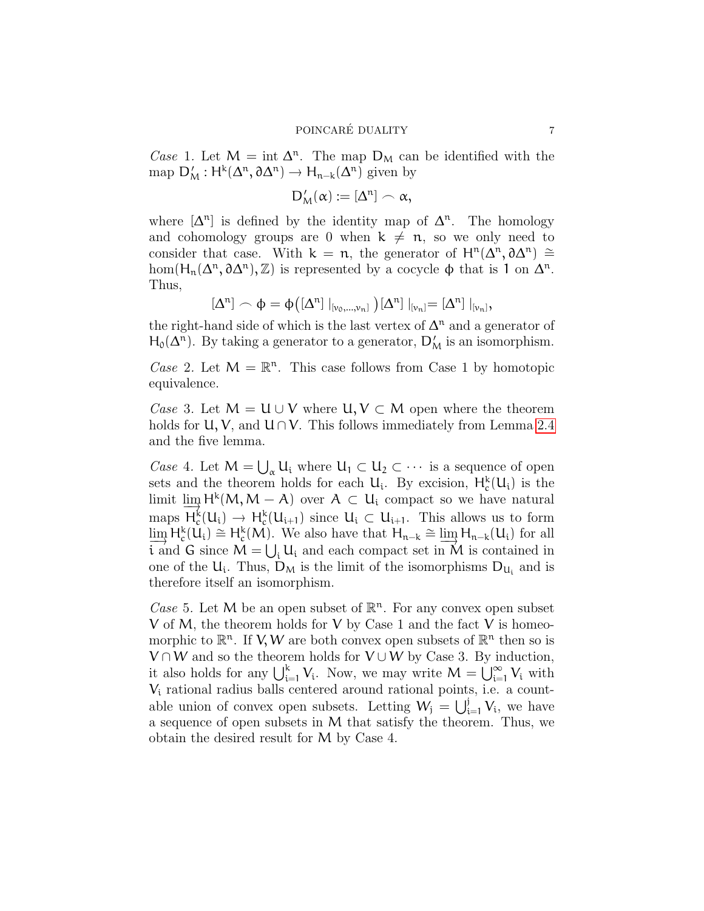*Case* 1. Let $M = \text{int}\,\Delta^n$. The map $D_M$ can be identified with the map $D'_M : H^k(\Delta^n, \partial\Delta^n) \to H_{n-k}(\Delta^n)$ given by

$$D'_M(\alpha) := [\Delta^n] \frown \alpha,$$

where $[\Delta^n]$ is defined by the identity map of $\Delta^n$. The homology and cohomology groups are 0 when $k \neq n$, so we only need to consider that case. With $k = n$, the generator of $H^n(\Delta^n, \partial\Delta^n) \cong \hom(H_n(\Delta^n, \partial\Delta^n), \mathbb{Z})$ is represented by a cocycle $\phi$ that is 1 on $\Delta^n$. Thus,

$$[\Delta^n] \frown \phi = \phi\big([\Delta^n]\,|_{[v_0,\ldots,v_n]}\big)[\Delta^n]\,|_{[v_n]} = [\Delta^n]\,|_{[v_n]},$$

the right-hand side of which is the last vertex of $\Delta^n$ and a generator of $H_0(\Delta^n)$. By taking a generator to a generator, $D'_M$ is an isomorphism.

*Case* 2. Let $M = \mathbb{R}^n$. This case follows from Case 1 by homotopic equivalence.

*Case* 3. Let $M = U \cup V$ where $U, V \subset M$ open where the theorem holds for $U, V$, and $U \cap V$. This follows immediately from Lemma 2.4 and the five lemma.

*Case* 4. Let $M = \bigcup_\alpha U_i$ where $U_1 \subset U_2 \subset \cdots$ is a sequence of open sets and the theorem holds for each $U_i$. By excision, $H^k_c(U_i)$ is the limit $\varinjlim H^k(M, M - A)$ over $A \subset U_i$ compact so we have natural maps $H^k_c(U_i) \to H^k_c(U_{i+1})$ since $U_i \subset U_{i+1}$. This allows us to form $\varinjlim H^k_c(U_i) \cong H^k_c(M)$. We also have that $H_{n-k} \cong \varinjlim H_{n-k}(U_i)$ for all $i$ and $G$ since $M = \bigcup_i U_i$ and each compact set in $M$ is contained in one of the $U_i$. Thus, $D_M$ is the limit of the isomorphisms $D_{U_i}$ and is therefore itself an isomorphism.

*Case* 5. Let $M$ be an open subset of $\mathbb{R}^n$. For any convex open subset $V$ of $M$, the theorem holds for $V$ by Case 1 and the fact $V$ is homeomorphic to $\mathbb{R}^n$. If $V, W$ are both convex open subsets of $\mathbb{R}^n$ then so is $V \cap W$ and so the theorem holds for $V \cup W$ by Case 3. By induction, it also holds for any $\bigcup_{i=1}^k V_i$. Now, we may write $M = \bigcup_{i=1}^\infty V_i$ with $V_i$ rational radius balls centered around rational points, i.e. a countable union of convex open subsets. Letting $W_j = \bigcup_{i=1}^j V_i$, we have a sequence of open subsets in $M$ that satisfy the theorem. Thus, we obtain the desired result for $M$ by Case 4.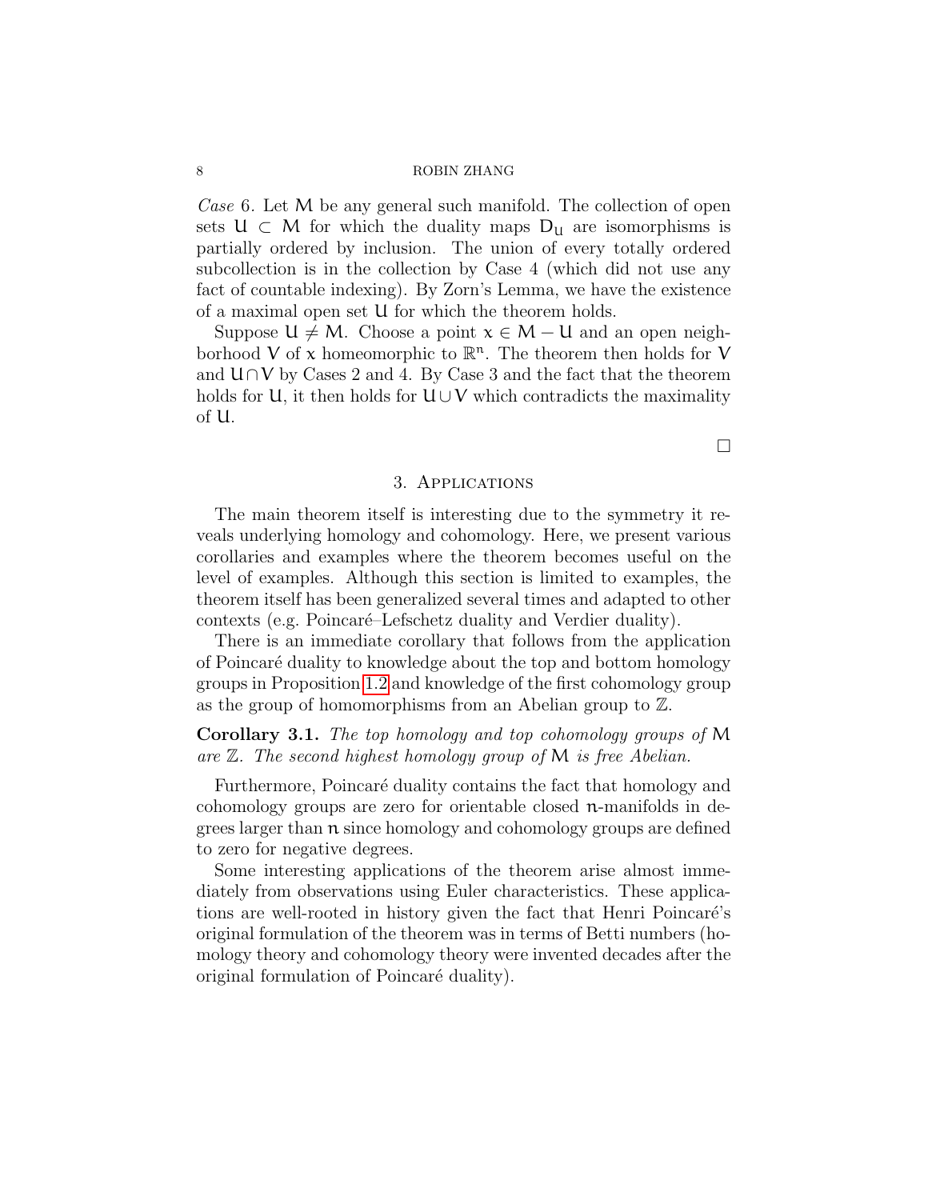*Case* 6. Let $M$ be any general such manifold. The collection of open sets $U \subset M$ for which the duality maps $D_U$ are isomorphisms is partially ordered by inclusion. The union of every totally ordered subcollection is in the collection by Case 4 (which did not use any fact of countable indexing). By Zorn's Lemma, we have the existence of a maximal open set $U$ for which the theorem holds.

Suppose $U \neq M$. Choose a point $x \in M - U$ and an open neighborhood $V$ of $x$ homeomorphic to $\mathbb{R}^n$. The theorem then holds for $V$ and $U \cap V$ by Cases 2 and 4. By Case 3 and the fact that the theorem holds for $U$, it then holds for $U \cup V$ which contradicts the maximality of $U$.

□

## 3. Applications

The main theorem itself is interesting due to the symmetry it reveals underlying homology and cohomology. Here, we present various corollaries and examples where the theorem becomes useful on the level of examples. Although this section is limited to examples, the theorem itself has been generalized several times and adapted to other contexts (e.g. Poincaré–Lefschetz duality and Verdier duality).

There is an immediate corollary that follows from the application of Poincaré duality to knowledge about the top and bottom homology groups in Proposition 1.2 and knowledge of the first cohomology group as the group of homomorphisms from an Abelian group to $\mathbb{Z}$.

**Corollary 3.1.** *The top homology and top cohomology groups of $M$ are $\mathbb{Z}$. The second highest homology group of $M$ is free Abelian.*

Furthermore, Poincaré duality contains the fact that homology and cohomology groups are zero for orientable closed $n$-manifolds in degrees larger than $n$ since homology and cohomology groups are defined to zero for negative degrees.

Some interesting applications of the theorem arise almost immediately from observations using Euler characteristics. These applications are well-rooted in history given the fact that Henri Poincaré's original formulation of the theorem was in terms of Betti numbers (homology theory and cohomology theory were invented decades after the original formulation of Poincaré duality).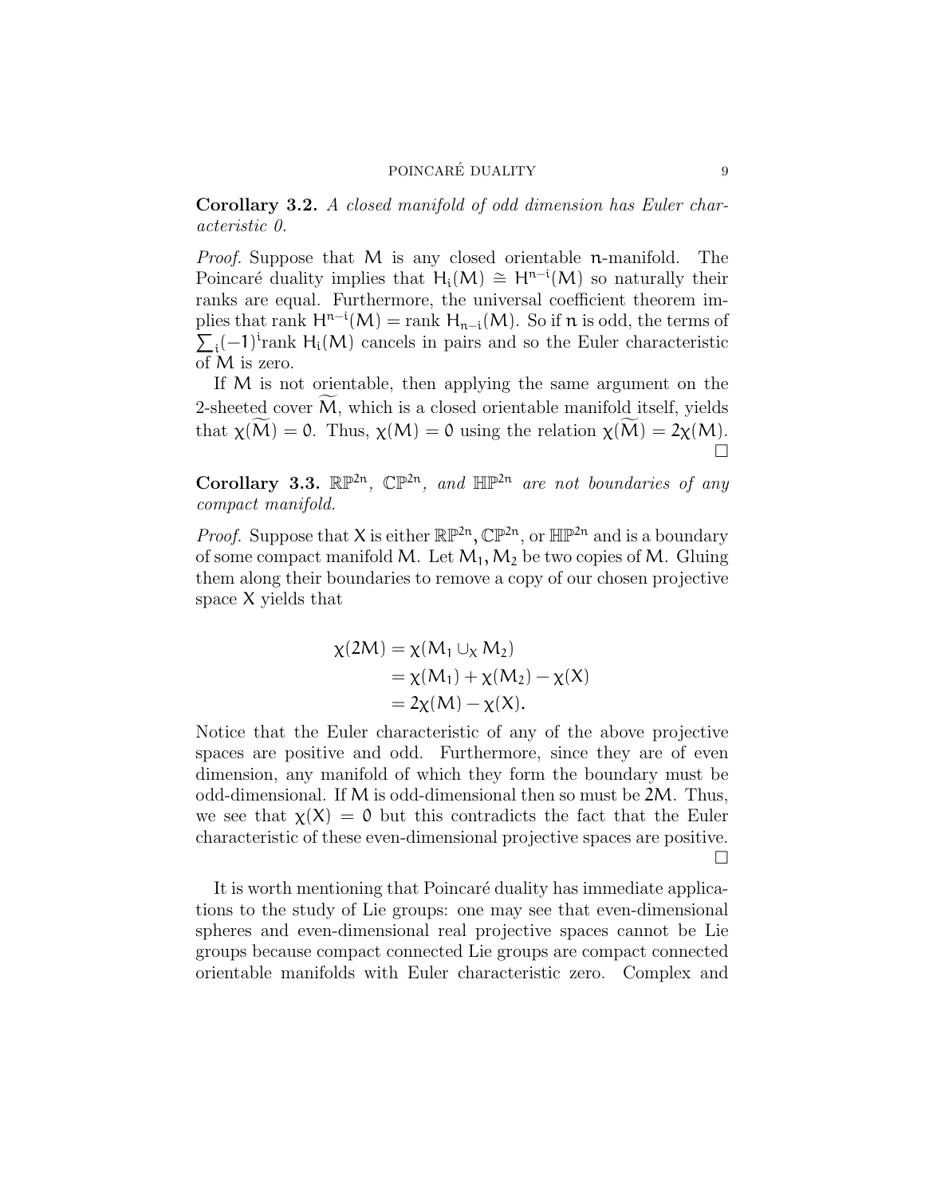**Corollary 3.2.** *A closed manifold of odd dimension has Euler characteristic 0.*

*Proof.* Suppose that $M$ is any closed orientable $n$-manifold. The Poincaré duality implies that $H_i(M) \cong H^{n-i}(M)$ so naturally their ranks are equal. Furthermore, the universal coefficient theorem implies that rank $H^{n-i}(M) = $ rank $H_{n-i}(M)$. So if $n$ is odd, the terms of $\sum_i (-1)^i \text{rank } H_i(M)$ cancels in pairs and so the Euler characteristic of $M$ is zero.

If $M$ is not orientable, then applying the same argument on the 2-sheeted cover $\widetilde{M}$, which is a closed orientable manifold itself, yields that $\chi(\widetilde{M}) = 0$. Thus, $\chi(M) = 0$ using the relation $\chi(\widetilde{M}) = 2\chi(M)$. □

**Corollary 3.3.** *$\mathbb{RP}^{2n}$, $\mathbb{CP}^{2n}$, and $\mathbb{HP}^{2n}$ are not boundaries of any compact manifold.*

*Proof.* Suppose that $X$ is either $\mathbb{RP}^{2n}, \mathbb{CP}^{2n}$, or $\mathbb{HP}^{2n}$ and is a boundary of some compact manifold $M$. Let $M_1, M_2$ be two copies of $M$. Gluing them along their boundaries to remove a copy of our chosen projective space $X$ yields that

$$\begin{aligned}
\chi(2M) &= \chi(M_1 \cup_X M_2) \\
&= \chi(M_1) + \chi(M_2) - \chi(X) \\
&= 2\chi(M) - \chi(X).
\end{aligned}$$

Notice that the Euler characteristic of any of the above projective spaces are positive and odd. Furthermore, since they are of even dimension, any manifold of which they form the boundary must be odd-dimensional. If $M$ is odd-dimensional then so must be $2M$. Thus, we see that $\chi(X) = 0$ but this contradicts the fact that the Euler characteristic of these even-dimensional projective spaces are positive. □

It is worth mentioning that Poincaré duality has immediate applications to the study of Lie groups: one may see that even-dimensional spheres and even-dimensional real projective spaces cannot be Lie groups because compact connected Lie groups are compact connected orientable manifolds with Euler characteristic zero. Complex and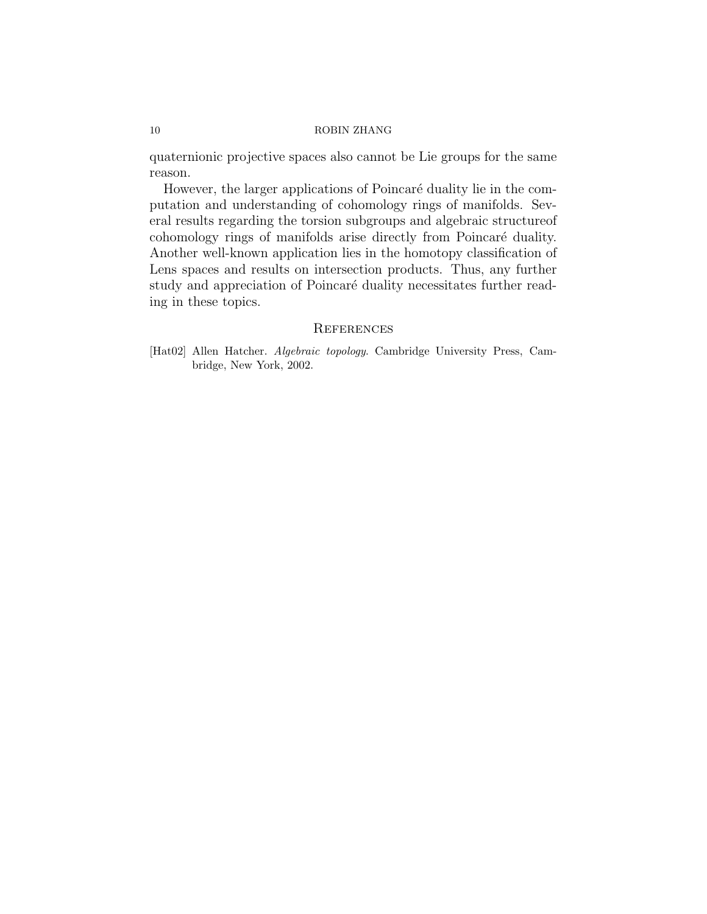quaternionic projective spaces also cannot be Lie groups for the same reason.

However, the larger applications of Poincaré duality lie in the computation and understanding of cohomology rings of manifolds. Several results regarding the torsion subgroups and algebraic structureof cohomology rings of manifolds arise directly from Poincaré duality. Another well-known application lies in the homotopy classification of Lens spaces and results on intersection products. Thus, any further study and appreciation of Poincaré duality necessitates further reading in these topics.

## References

[Hat02] Allen Hatcher. *Algebraic topology*. Cambridge University Press, Cambridge, New York, 2002.